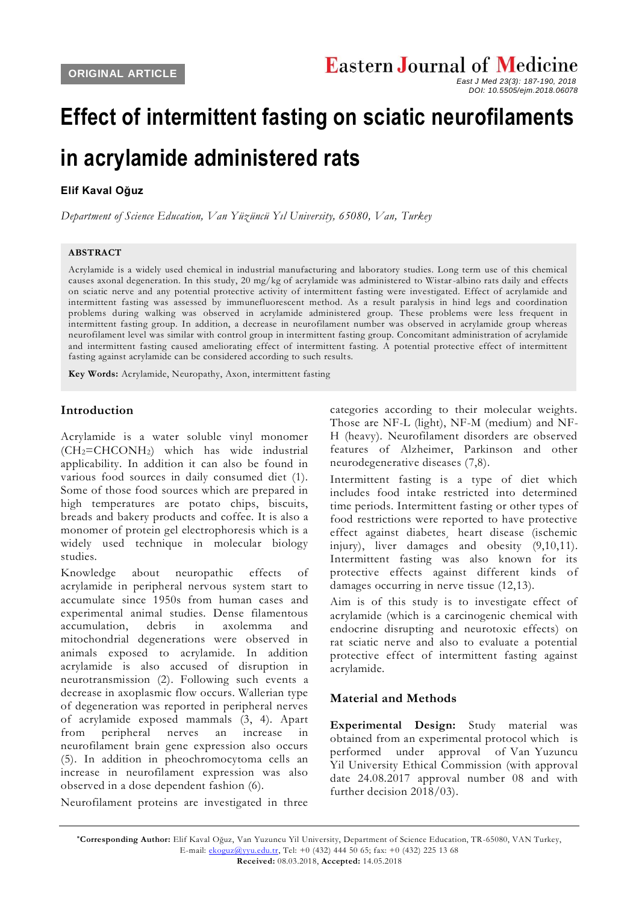ORIGINAL ARTICLE

# Effect of intermittent fasting on sciatic neurofilaments in acrylamide administered rats

**Elif Kaval Oğuz**

*Department of Science Education, Van Yüzüncü Yıl University, 65080, Van, Turkey*

**ABSTRACT**

Acrylamide is a widely used chemical in industrial manufacturing and laboratory studies. Long term use of this chemical causes axonal degeneration. In this study, 20 mg/kg of acrylamide was administered to Wistar-albino rats daily and effects on sciatic nerve and any potential protective activity of intermittent fasting were investigated. Effect of acrylamide and intermittent fasting was assessed by immunefluorescent method. As a result paralysis in hind legs and coordination problems during walking was observed in acrylamide administered group. These problems were less frequent in intermittent fasting group. In addition, a decrease in neurofilament number was observed in acrylamide group whereas neurofilament level was similar with control group in intermittent fasting group. Concomitant administration of acrylamide and intermittent fasting caused ameliorating effect of intermittent fasting. A potential protective effect of intermittent fasting against acrylamide can be considered according to such results.

**Key Words:** Acrylamide, Neuropathy, Axon, intermittent fasting

## Introduction

Acrylamide is a water soluble vinyl monomer ($CH_2$=$CHCONH_2$) which has wide industrial applicability. In addition it can also be found in various food sources in daily consumed diet (1). Some of those food sources which are prepared in high temperatures are potato chips, biscuits, breads and bakery products and coffee. It is also a monomer of protein gel electrophoresis which is a widely used technique in molecular biology studies.

Knowledge about neuropathic effects of acrylamide in peripheral nervous system start to accumulate since 1950s from human cases and experimental animal studies. Dense filamentous accumulation, debris in axolemma and mitochondrial degenerations were observed in animals exposed to acrylamide. In addition acrylamide is also accused of disruption in neurotransmission (2). Following such events a decrease in axoplasmic flow occurs. Wallerian type of degeneration was reported in peripheral nerves of acrylamide exposed mammals (3, 4). Apart from peripheral nerves an increase in neurofilament brain gene expression also occurs (5). In addition in pheochromocytoma cells an increase in neurofilament expression was also observed in a dose dependent fashion (6).

Neurofilament proteins are investigated in three categories according to their molecular weights. Those are NF-L (light), NF-M (medium) and NF-H (heavy). Neurofilament disorders are observed features of Alzheimer, Parkinson and other neurodegenerative diseases (7,8).

Intermittent fasting is a type of diet which includes food intake restricted into determined time periods. Intermittent fasting or other types of food restrictions were reported to have protective effect against diabetes¸ heart disease (ischemic injury), liver damages and obesity (9,10,11). Intermittent fasting was also known for its protective effects against different kinds of damages occurring in nerve tissue (12,13).

Aim is of this study is to investigate effect of acrylamide (which is a carcinogenic chemical with endocrine disrupting and neurotoxic effects) on rat sciatic nerve and also to evaluate a potential protective effect of intermittent fasting against acrylamide.

## Material and Methods

**Experimental Design:** Study material was obtained from an experimental protocol which is performed under approval of Van Yuzuncu Yil University Ethical Commission (with approval date 24.08.2017 approval number 08 and with further decision 2018/03).

*Corresponding Author: Elif Kaval Oğuz, Van Yuzuncu Yil University, Department of Science Education, TR-65080, VAN Turkey, E-mail: ekoguz@yyu.edu.tr, Tel: +0 (432) 444 50 65; fax: +0 (432) 225 13 68

**Received:** 08.03.2018, **Accepted:** 14.05.2018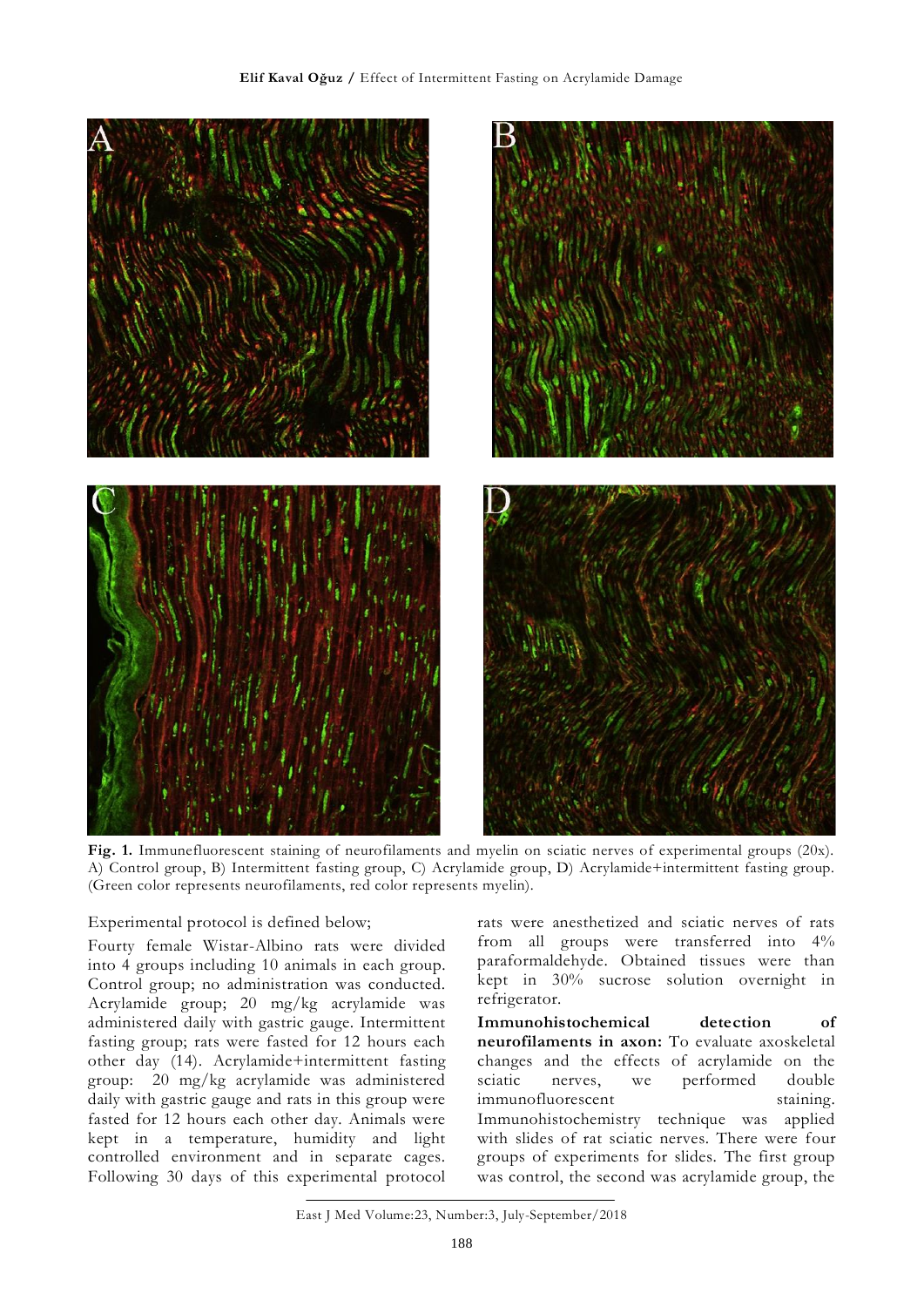**Fig. 1.** Immunefluorescent staining of neurofilaments and myelin on sciatic nerves of experimental groups (20x). A) Control group, B) Intermittent fasting group, C) Acrylamide group, D) Acrylamide+intermittent fasting group. (Green color represents neurofilaments, red color represents myelin).

Experimental protocol is defined below;

Fourty female Wistar-Albino rats were divided into 4 groups including 10 animals in each group. Control group; no administration was conducted. Acrylamide group; 20 mg/kg acrylamide was administered daily with gastric gauge. Intermittent fasting group; rats were fasted for 12 hours each other day (14). Acrylamide+intermittent fasting group: 20 mg/kg acrylamide was administered daily with gastric gauge and rats in this group were fasted for 12 hours each other day. Animals were kept in a temperature, humidity and light controlled environment and in separate cages. Following 30 days of this experimental protocol rats were anesthetized and sciatic nerves of rats from all groups were transferred into 4% paraformaldehyde. Obtained tissues were than kept in 30% sucrose solution overnight in refrigerator.

**Immunohistochemical detection of neurofilaments in axon:** To evaluate axoskeletal changes and the effects of acrylamide on the sciatic nerves, we performed double immunofluorescent staining. Immunohistochemistry technique was applied with slides of rat sciatic nerves. There were four groups of experiments for slides. The first group was control, the second was acrylamide group, the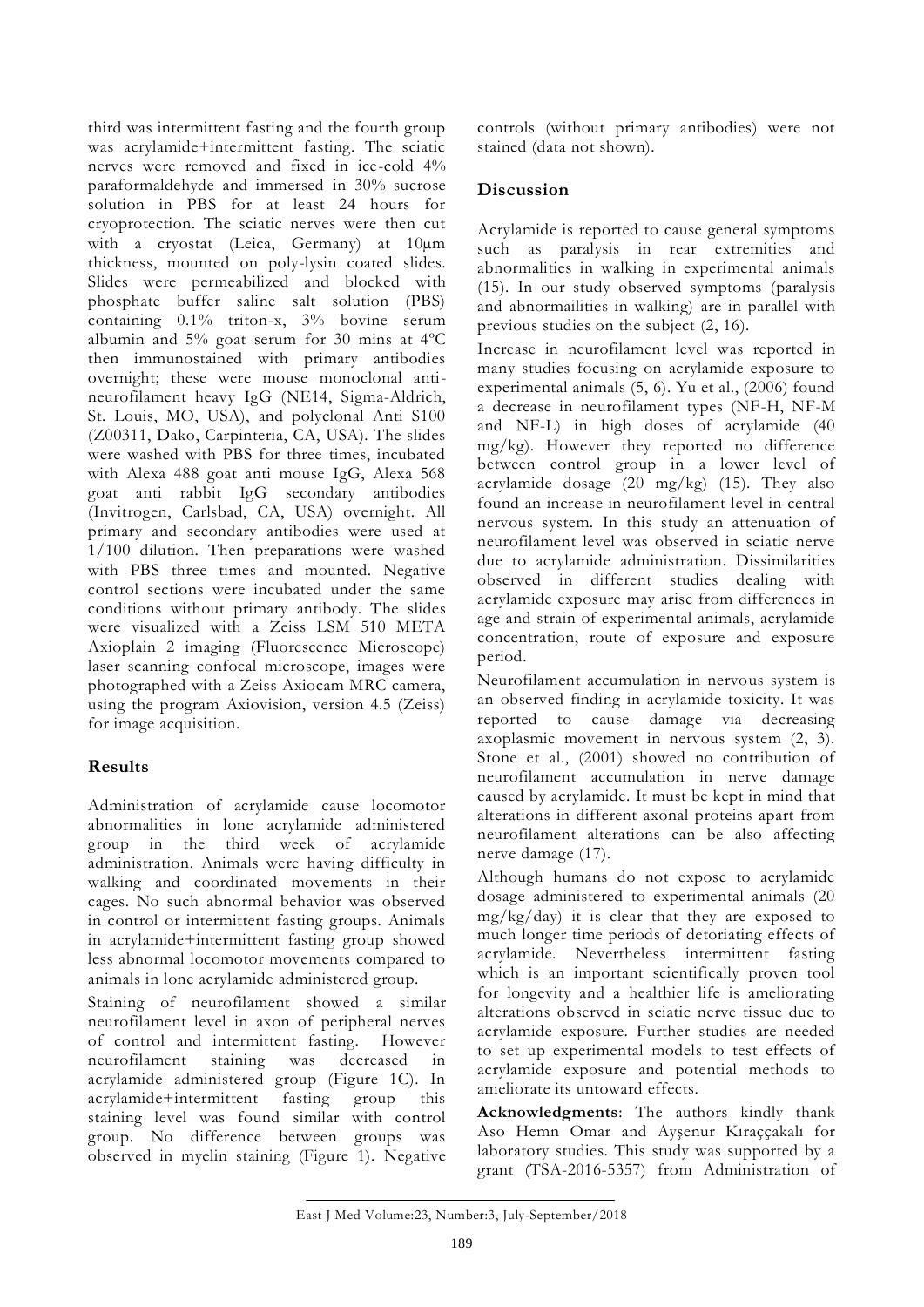third was intermittent fasting and the fourth group was acrylamide+intermittent fasting. The sciatic nerves were removed and fixed in ice-cold 4% paraformaldehyde and immersed in 30% sucrose solution in PBS for at least 24 hours for cryoprotection. The sciatic nerves were then cut with a cryostat (Leica, Germany) at 10μm thickness, mounted on poly-lysin coated slides. Slides were permeabilized and blocked with phosphate buffer saline salt solution (PBS) containing 0.1% triton-x, 3% bovine serum albumin and 5% goat serum for 30 mins at 4ºC then immunostained with primary antibodies overnight; these were mouse monoclonal anti-neurofilament heavy IgG (NE14, Sigma-Aldrich, St. Louis, MO, USA), and polyclonal Anti S100 (Z00311, Dako, Carpinteria, CA, USA). The slides were washed with PBS for three times, incubated with Alexa 488 goat anti mouse IgG, Alexa 568 goat anti rabbit IgG secondary antibodies (Invitrogen, Carlsbad, CA, USA) overnight. All primary and secondary antibodies were used at 1/100 dilution. Then preparations were washed with PBS three times and mounted. Negative control sections were incubated under the same conditions without primary antibody. The slides were visualized with a Zeiss LSM 510 META Axioplain 2 imaging (Fluorescence Microscope) laser scanning confocal microscope, images were photographed with a Zeiss Axiocam MRC camera, using the program Axiovision, version 4.5 (Zeiss) for image acquisition.

## Results

Administration of acrylamide cause locomotor abnormalities in lone acrylamide administered group in the third week of acrylamide administration. Animals were having difficulty in walking and coordinated movements in their cages. No such abnormal behavior was observed in control or intermittent fasting groups. Animals in acrylamide+intermittent fasting group showed less abnormal locomotor movements compared to animals in lone acrylamide administered group.

Staining of neurofilament showed a similar neurofilament level in axon of peripheral nerves of control and intermittent fasting. However neurofilament staining was decreased in acrylamide administered group (Figure 1C). In acrylamide+intermittent fasting group this staining level was found similar with control group. No difference between groups was observed in myelin staining (Figure 1). Negative controls (without primary antibodies) were not stained (data not shown).

## Discussion

Acrylamide is reported to cause general symptoms such as paralysis in rear extremities and abnormalities in walking in experimental animals (15). In our study observed symptoms (paralysis and abnormailities in walking) are in parallel with previous studies on the subject (2, 16).

Increase in neurofilament level was reported in many studies focusing on acrylamide exposure to experimental animals (5, 6). Yu et al., (2006) found a decrease in neurofilament types (NF-H, NF-M and NF-L) in high doses of acrylamide (40 mg/kg). However they reported no difference between control group in a lower level of acrylamide dosage (20 mg/kg) (15). They also found an increase in neurofilament level in central nervous system. In this study an attenuation of neurofilament level was observed in sciatic nerve due to acrylamide administration. Dissimilarities observed in different studies dealing with acrylamide exposure may arise from differences in age and strain of experimental animals, acrylamide concentration, route of exposure and exposure period.

Neurofilament accumulation in nervous system is an observed finding in acrylamide toxicity. It was reported to cause damage via decreasing axoplasmic movement in nervous system (2, 3). Stone et al., (2001) showed no contribution of neurofilament accumulation in nerve damage caused by acrylamide. It must be kept in mind that alterations in different axonal proteins apart from neurofilament alterations can be also affecting nerve damage (17).

Although humans do not expose to acrylamide dosage administered to experimental animals (20 mg/kg/day) it is clear that they are exposed to much longer time periods of detoriating effects of acrylamide. Nevertheless intermittent fasting which is an important scientifically proven tool for longevity and a healthier life is ameliorating alterations observed in sciatic nerve tissue due to acrylamide exposure. Further studies are needed to set up experimental models to test effects of acrylamide exposure and potential methods to ameliorate its untoward effects.

**Acknowledgments**: The authors kindly thank Aso Hemn Omar and Ayşenur Kıraççakalı for laboratory studies. This study was supported by a grant (TSA-2016-5357) from Administration of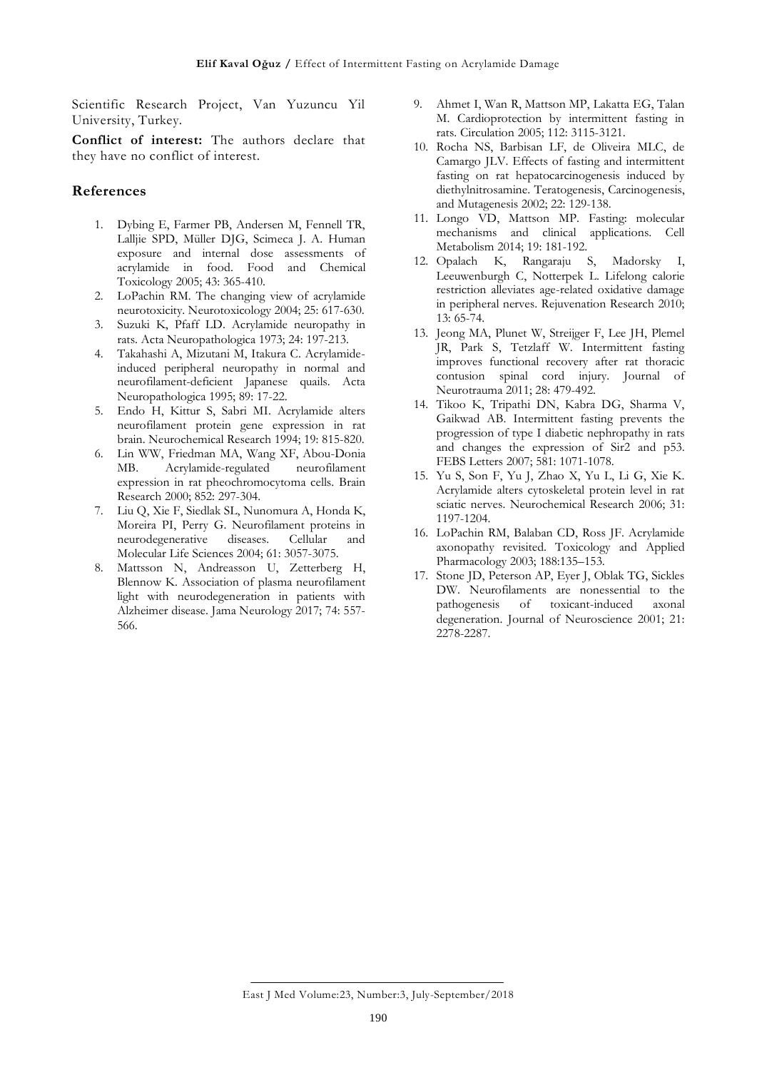Scientific Research Project, Van Yuzuncu Yil University, Turkey.

**Conflict of interest:** The authors declare that they have no conflict of interest.

## References

1. Dybing E, Farmer PB, Andersen M, Fennell TR, Lalljie SPD, Müller DJG, Scimeca J. A. Human exposure and internal dose assessments of acrylamide in food. Food and Chemical Toxicology 2005; 43: 365-410.
2. LoPachin RM. The changing view of acrylamide neurotoxicity. Neurotoxicology 2004; 25: 617-630.
3. Suzuki K, Pfaff LD. Acrylamide neuropathy in rats. Acta Neuropathologica 1973; 24: 197-213.
4. Takahashi A, Mizutani M, Itakura C. Acrylamide-induced peripheral neuropathy in normal and neurofilament-deficient Japanese quails. Acta Neuropathologica 1995; 89: 17-22.
5. Endo H, Kittur S, Sabri MI. Acrylamide alters neurofilament protein gene expression in rat brain. Neurochemical Research 1994; 19: 815-820.
6. Lin WW, Friedman MA, Wang XF, Abou-Donia MB. Acrylamide-regulated neurofilament expression in rat pheochromocytoma cells. Brain Research 2000; 852: 297-304.
7. Liu Q, Xie F, Siedlak SL, Nunomura A, Honda K, Moreira PI, Perry G. Neurofilament proteins in neurodegenerative diseases. Cellular and Molecular Life Sciences 2004; 61: 3057-3075.
8. Mattsson N, Andreasson U, Zetterberg H, Blennow K. Association of plasma neurofilament light with neurodegeneration in patients with Alzheimer disease. Jama Neurology 2017; 74: 557-566.
9. Ahmet I, Wan R, Mattson MP, Lakatta EG, Talan M. Cardioprotection by intermittent fasting in rats. Circulation 2005; 112: 3115-3121.
10. Rocha NS, Barbisan LF, de Oliveira MLC, de Camargo JLV. Effects of fasting and intermittent fasting on rat hepatocarcinogenesis induced by diethylnitrosamine. Teratogenesis, Carcinogenesis, and Mutagenesis 2002; 22: 129-138.
11. Longo VD, Mattson MP. Fasting: molecular mechanisms and clinical applications. Cell Metabolism 2014; 19: 181-192.
12. Opalach K, Rangaraju S, Madorsky I, Leeuwenburgh C, Notterpek L. Lifelong calorie restriction alleviates age-related oxidative damage in peripheral nerves. Rejuvenation Research 2010; 13: 65-74.
13. Jeong MA, Plunet W, Streijger F, Lee JH, Plemel JR, Park S, Tetzlaff W. Intermittent fasting improves functional recovery after rat thoracic contusion spinal cord injury. Journal of Neurotrauma 2011; 28: 479-492.
14. Tikoo K, Tripathi DN, Kabra DG, Sharma V, Gaikwad AB. Intermittent fasting prevents the progression of type I diabetic nephropathy in rats and changes the expression of Sir2 and p53. FEBS Letters 2007; 581: 1071-1078.
15. Yu S, Son F, Yu J, Zhao X, Yu L, Li G, Xie K. Acrylamide alters cytoskeletal protein level in rat sciatic nerves. Neurochemical Research 2006; 31: 1197-1204.
16. LoPachin RM, Balaban CD, Ross JF. Acrylamide axonopathy revisited. Toxicology and Applied Pharmacology 2003; 188:135–153.
17. Stone JD, Peterson AP, Eyer J, Oblak TG, Sickles DW. Neurofilaments are nonessential to the pathogenesis of toxicant-induced axonal degeneration. Journal of Neuroscience 2001; 21: 2278-2287.